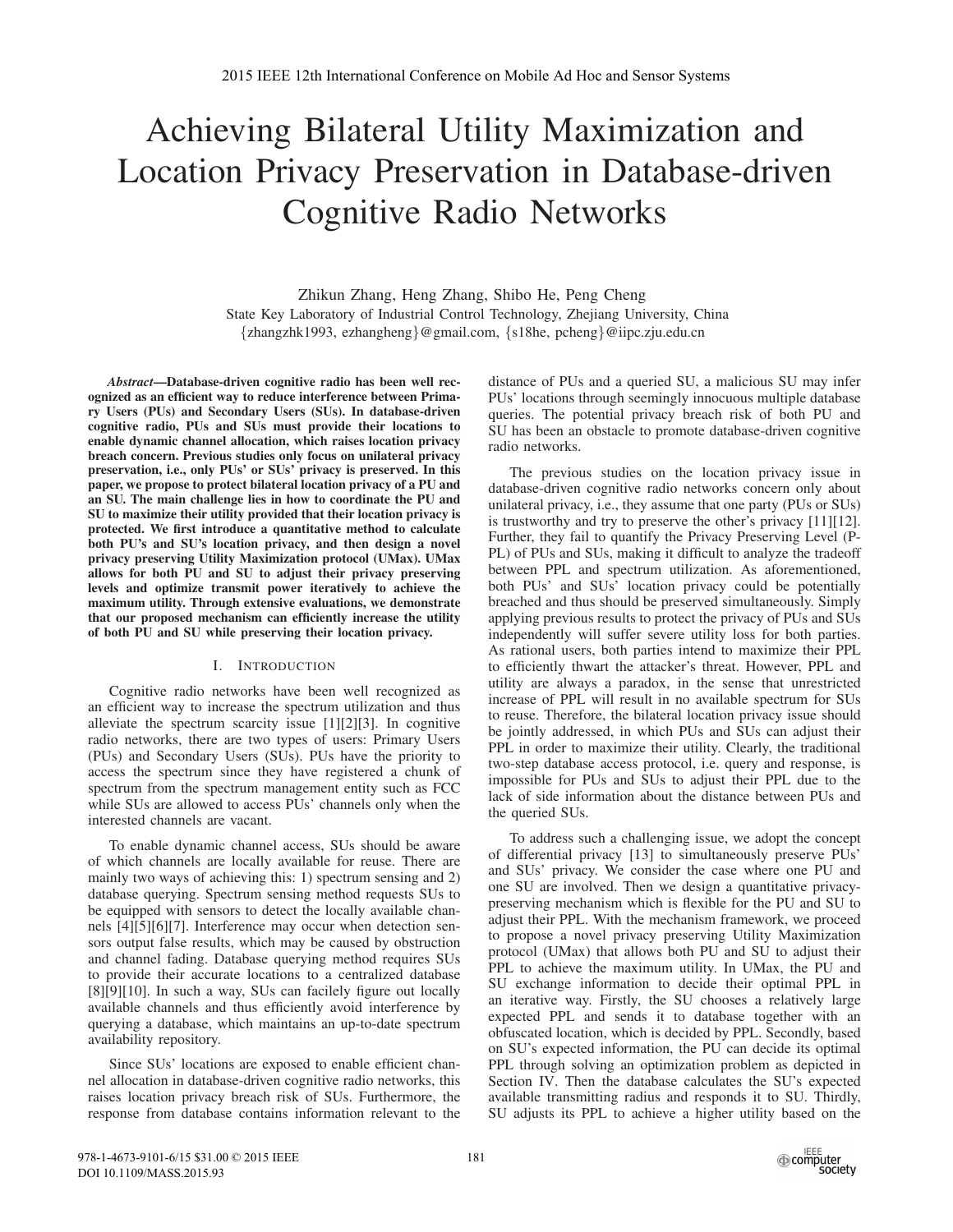# Achieving Bilateral Utility Maximization and Location Privacy Preservation in Database-driven Cognitive Radio Networks

Zhikun Zhang, Heng Zhang, Shibo He, Peng Cheng
State Key Laboratory of Industrial Control Technology, Zhejiang University, China
{zhangzhk1993, ezhangheng}@gmail.com, {s18he, pcheng}@iipc.zju.edu.cn

***Abstract*—Database-driven cognitive radio has been well recognized as an efficient way to reduce interference between Primary Users (PUs) and Secondary Users (SUs). In database-driven cognitive radio, PUs and SUs must provide their locations to enable dynamic channel allocation, which raises location privacy breach concern. Previous studies only focus on unilateral privacy preservation, i.e., only PUs' or SUs' privacy is preserved. In this paper, we propose to protect bilateral location privacy of a PU and an SU. The main challenge lies in how to coordinate the PU and SU to maximize their utility provided that their location privacy is protected. We first introduce a quantitative method to calculate both PU's and SU's location privacy, and then design a novel privacy preserving Utility Maximization protocol (UMax). UMax allows for both PU and SU to adjust their privacy preserving levels and optimize transmit power iteratively to achieve the maximum utility. Through extensive evaluations, we demonstrate that our proposed mechanism can efficiently increase the utility of both PU and SU while preserving their location privacy.**

## I. Introduction

Cognitive radio networks have been well recognized as an efficient way to increase the spectrum utilization and thus alleviate the spectrum scarcity issue [1][2][3]. In cognitive radio networks, there are two types of users: Primary Users (PUs) and Secondary Users (SUs). PUs have the priority to access the spectrum since they have registered a chunk of spectrum from the spectrum management entity such as FCC while SUs are allowed to access PUs' channels only when the interested channels are vacant.

To enable dynamic channel access, SUs should be aware of which channels are locally available for reuse. There are mainly two ways of achieving this: 1) spectrum sensing and 2) database querying. Spectrum sensing method requests SUs to be equipped with sensors to detect the locally available channels [4][5][6][7]. Interference may occur when detection sensors output false results, which may be caused by obstruction and channel fading. Database querying method requires SUs to provide their accurate locations to a centralized database [8][9][10]. In such a way, SUs can facilely figure out locally available channels and thus efficiently avoid interference by querying a database, which maintains an up-to-date spectrum availability repository.

Since SUs' locations are exposed to enable efficient channel allocation in database-driven cognitive radio networks, this raises location privacy breach risk of SUs. Furthermore, the response from database contains information relevant to the distance of PUs and a queried SU, a malicious SU may infer PUs' locations through seemingly innocuous multiple database queries. The potential privacy breach risk of both PU and SU has been an obstacle to promote database-driven cognitive radio networks.

The previous studies on the location privacy issue in database-driven cognitive radio networks concern only about unilateral privacy, i.e., they assume that one party (PUs or SUs) is trustworthy and try to preserve the other's privacy [11][12]. Further, they fail to quantify the Privacy Preserving Level (PPL) of PUs and SUs, making it difficult to analyze the tradeoff between PPL and spectrum utilization. As aforementioned, both PUs' and SUs' location privacy could be potentially breached and thus should be preserved simultaneously. Simply applying previous results to protect the privacy of PUs and SUs independently will suffer severe utility loss for both parties. As rational users, both parties intend to maximize their PPL to efficiently thwart the attacker's threat. However, PPL and utility are always a paradox, in the sense that unrestricted increase of PPL will result in no available spectrum for SUs to reuse. Therefore, the bilateral location privacy issue should be jointly addressed, in which PUs and SUs can adjust their PPL in order to maximize their utility. Clearly, the traditional two-step database access protocol, i.e. query and response, is impossible for PUs and SUs to adjust their PPL due to the lack of side information about the distance between PUs and the queried SUs.

To address such a challenging issue, we adopt the concept of differential privacy [13] to simultaneously preserve PUs' and SUs' privacy. We consider the case where one PU and one SU are involved. Then we design a quantitative privacy-preserving mechanism which is flexible for the PU and SU to adjust their PPL. With the mechanism framework, we proceed to propose a novel privacy preserving Utility Maximization protocol (UMax) that allows both PU and SU to adjust their PPL to achieve the maximum utility. In UMax, the PU and SU exchange information to decide their optimal PPL in an iterative way. Firstly, the SU chooses a relatively large expected PPL and sends it to database together with an obfuscated location, which is decided by PPL. Secondly, based on SU's expected information, the PU can decide its optimal PPL through solving an optimization problem as depicted in Section IV. Then the database calculates the SU's expected available transmitting radius and responds it to SU. Thirdly, SU adjusts its PPL to achieve a higher utility based on the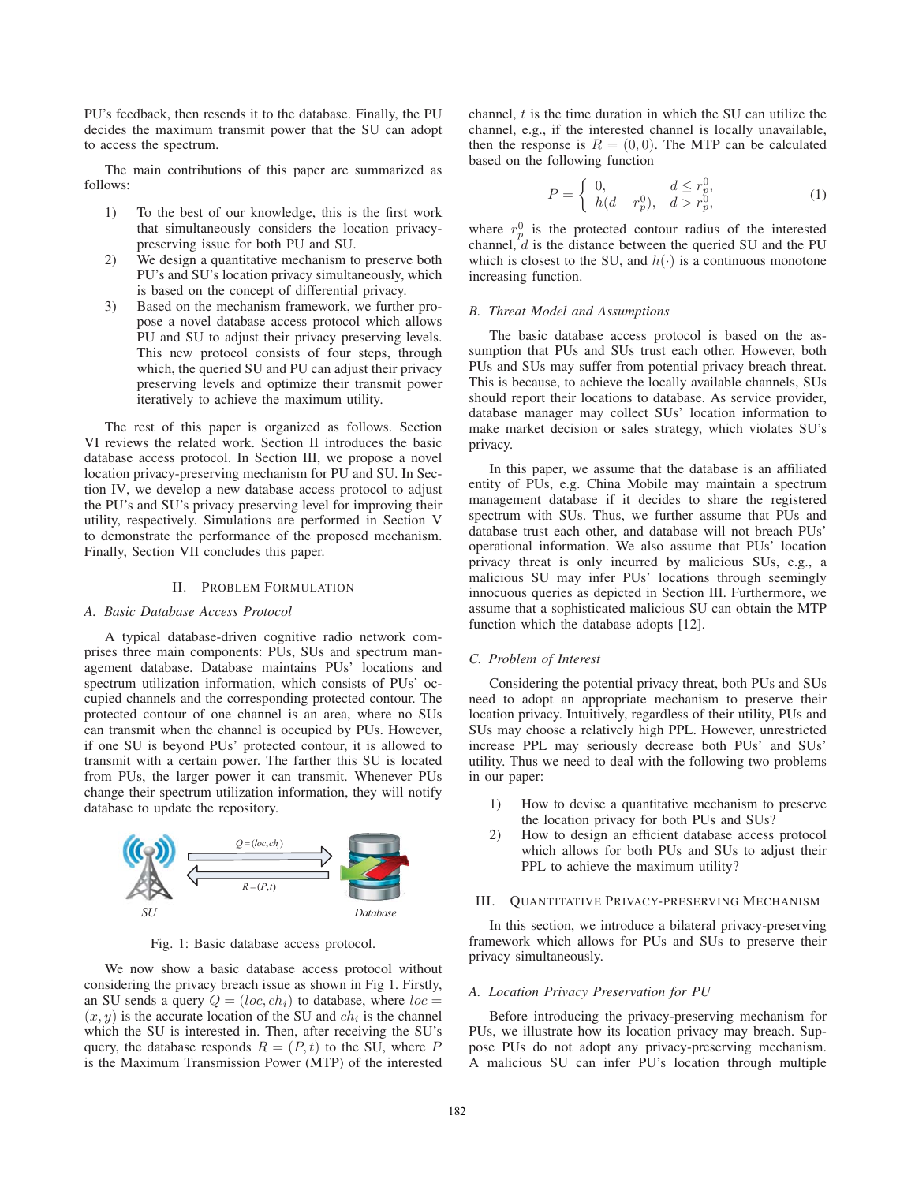PU's feedback, then resends it to the database. Finally, the PU decides the maximum transmit power that the SU can adopt to access the spectrum.

The main contributions of this paper are summarized as follows:

1) To the best of our knowledge, this is the first work that simultaneously considers the location privacy-preserving issue for both PU and SU.
2) We design a quantitative mechanism to preserve both PU's and SU's location privacy simultaneously, which is based on the concept of differential privacy.
3) Based on the mechanism framework, we further propose a novel database access protocol which allows PU and SU to adjust their privacy preserving levels. This new protocol consists of four steps, through which, the queried SU and PU can adjust their privacy preserving levels and optimize their transmit power iteratively to achieve the maximum utility.

The rest of this paper is organized as follows. Section VI reviews the related work. Section II introduces the basic database access protocol. In Section III, we propose a novel location privacy-preserving mechanism for PU and SU. In Section IV, we develop a new database access protocol to adjust the PU's and SU's privacy preserving level for improving their utility, respectively. Simulations are performed in Section V to demonstrate the performance of the proposed mechanism. Finally, Section VII concludes this paper.

## II. Problem Formulation

### A. Basic Database Access Protocol

A typical database-driven cognitive radio network comprises three main components: PUs, SUs and spectrum management database. Database maintains PUs' locations and spectrum utilization information, which consists of PUs' occupied channels and the corresponding protected contour. The protected contour of one channel is an area, where no SUs can transmit when the channel is occupied by PUs. However, if one SU is beyond PUs' protected contour, it is allowed to transmit with a certain power. The farther this SU is located from PUs, the larger power it can transmit. Whenever PUs change their spectrum utilization information, they will notify database to update the repository.

Fig. 1: Basic database access protocol.

We now show a basic database access protocol without considering the privacy breach issue as shown in Fig 1. Firstly, an SU sends a query $Q = (loc, ch_i)$ to database, where $loc = (x, y)$ is the accurate location of the SU and $ch_i$ is the channel which the SU is interested in. Then, after receiving the SU's query, the database responds $R = (P, t)$ to the SU, where $P$ is the Maximum Transmission Power (MTP) of the interested channel, $t$ is the time duration in which the SU can utilize the channel, e.g., if the interested channel is locally unavailable, then the response is $R = (0, 0)$. The MTP can be calculated based on the following function

$$P = \begin{cases} 0, & d \leq r_p^0, \\ h(d - r_p^0), & d > r_p^0, \end{cases} \tag{1}$$

where $r_p^0$ is the protected contour radius of the interested channel, $d$ is the distance between the queried SU and the PU which is closest to the SU, and $h(\cdot)$ is a continuous monotone increasing function.

### B. Threat Model and Assumptions

The basic database access protocol is based on the assumption that PUs and SUs trust each other. However, both PUs and SUs may suffer from potential privacy breach threat. This is because, to achieve the locally available channels, SUs should report their locations to database. As service provider, database manager may collect SUs' location information to make market decision or sales strategy, which violates SU's privacy.

In this paper, we assume that the database is an affiliated entity of PUs, e.g. China Mobile may maintain a spectrum management database if it decides to share the registered spectrum with SUs. Thus, we further assume that PUs and database trust each other, and database will not breach PUs' operational information. We also assume that PUs' location privacy threat is only incurred by malicious SUs, e.g., a malicious SU may infer PUs' locations through seemingly innocuous queries as depicted in Section III. Furthermore, we assume that a sophisticated malicious SU can obtain the MTP function which the database adopts [12].

### C. Problem of Interest

Considering the potential privacy threat, both PUs and SUs need to adopt an appropriate mechanism to preserve their location privacy. Intuitively, regardless of their utility, PUs and SUs may choose a relatively high PPL. However, unrestricted increase PPL may seriously decrease both PUs' and SUs' utility. Thus we need to deal with the following two problems in our paper:

1) How to devise a quantitative mechanism to preserve the location privacy for both PUs and SUs?
2) How to design an efficient database access protocol which allows for both PUs and SUs to adjust their PPL to achieve the maximum utility?

## III. Quantitative Privacy-preserving Mechanism

In this section, we introduce a bilateral privacy-preserving framework which allows for PUs and SUs to preserve their privacy simultaneously.

### A. Location Privacy Preservation for PU

Before introducing the privacy-preserving mechanism for PUs, we illustrate how its location privacy may breach. Suppose PUs do not adopt any privacy-preserving mechanism. A malicious SU can infer PU's location through multiple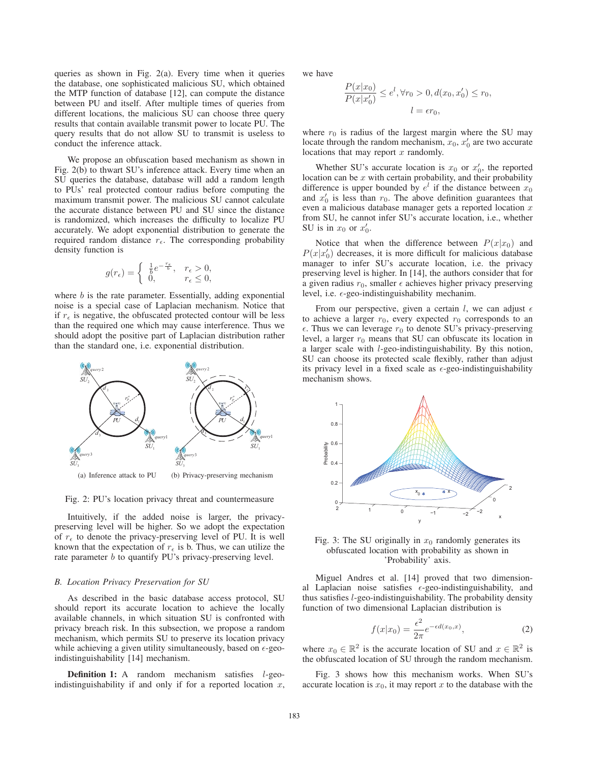queries as shown in Fig. 2(a). Every time when it queries the database, one sophisticated malicious SU, which obtained the MTP function of database [12], can compute the distance between PU and itself. After multiple times of queries from different locations, the malicious SU can choose three query results that contain available transmit power to locate PU. The query results that do not allow SU to transmit is useless to conduct the inference attack.

We propose an obfuscation based mechanism as shown in Fig. 2(b) to thwart SU's inference attack. Every time when an SU queries the database, database will add a random length to PUs' real protected contour radius before computing the maximum transmit power. The malicious SU cannot calculate the accurate distance between PU and SU since the distance is randomized, which increases the difficulty to localize PU accurately. We adopt exponential distribution to generate the required random distance $r_\epsilon$. The corresponding probability density function is

$$g(r_\epsilon) = \begin{cases} \frac{1}{b} e^{-\frac{r_\epsilon}{b}}, & r_\epsilon > 0, \\ 0, & r_\epsilon \leq 0, \end{cases}$$

where $b$ is the rate parameter. Essentially, adding exponential noise is a special case of Laplacian mechanism. Notice that if $r_\epsilon$ is negative, the obfuscated protected contour will be less than the required one which may cause interference. Thus we should adopt the positive part of Laplacian distribution rather than the standard one, i.e. exponential distribution.

(a) Inference attack to PU (b) Privacy-preserving mechanism

Fig. 2: PU's location privacy threat and countermeasure

Intuitively, if the added noise is larger, the privacy-preserving level will be higher. So we adopt the expectation of $r_\epsilon$ to denote the privacy-preserving level of PU. It is well known that the expectation of $r_\epsilon$ is b. Thus, we can utilize the rate parameter $b$ to quantify PU's privacy-preserving level.

### B. Location Privacy Preservation for SU

As described in the basic database access protocol, SU should report its accurate location to achieve the locally available channels, in which situation SU is confronted with privacy breach risk. In this subsection, we propose a random mechanism, which permits SU to preserve its location privacy while achieving a given utility simultaneously, based on $\epsilon$-geo-indistinguishability [14] mechanism.

**Definition 1:** A random mechanism satisfies $l$-geo-indistinguishability if and only if for a reported location $x$, we have

$$\frac{P(x|x_0)}{P(x|x_0')} \leq e^l, \forall r_0 > 0, d(x_0, x_0') \leq r_0,$$
$$l = \epsilon r_0,$$

where $r_0$ is radius of the largest margin where the SU may locate through the random mechanism, $x_0$, $x_0'$ are two accurate locations that may report $x$ randomly.

Whether SU's accurate location is $x_0$ or $x_0'$, the reported location can be $x$ with certain probability, and their probability difference is upper bounded by $e^l$ if the distance between $x_0$ and $x_0'$ is less than $r_0$. The above definition guarantees that even a malicious database manager gets a reported location $x$ from SU, he cannot infer SU's accurate location, i.e., whether SU is in $x_0$ or $x_0'$.

Notice that when the difference between $P(x|x_0)$ and $P(x|x_0')$ decreases, it is more difficult for malicious database manager to infer SU's accurate location, i.e. the privacy preserving level is higher. In [14], the authors consider that for a given radius $r_0$, smaller $\epsilon$ achieves higher privacy preserving level, i.e. $\epsilon$-geo-indistinguishability mechanim.

From our perspective, given a certain $l$, we can adjust $\epsilon$ to achieve a larger $r_0$, every expected $r_0$ corresponds to an $\epsilon$. Thus we can leverage $r_0$ to denote SU's privacy-preserving level, a larger $r_0$ means that SU can obfuscate its location in a larger scale with $l$-geo-indistinguishability. By this notion, SU can choose its protected scale flexibly, rather than adjust its privacy level in a fixed scale as $\epsilon$-geo-indistinguishability mechanism shows.

Fig. 3: The SU originally in $x_0$ randomly generates its obfuscated location with probability as shown in 'Probability' axis.

Miguel Andres et al. [14] proved that two dimensional Laplacian noise satisfies $\epsilon$-geo-indistinguishability, and thus satisfies $l$-geo-indistinguishability. The probability density function of two dimensional Laplacian distribution is

$$f(x|x_0) = \frac{\epsilon^2}{2\pi} e^{-\epsilon d(x_0, x)}, \tag{2}$$

where $x_0 \in \mathbb{R}^2$ is the accurate location of SU and $x \in \mathbb{R}^2$ is the obfuscated location of SU through the random mechanism.

Fig. 3 shows how this mechanism works. When SU's accurate location is $x_0$, it may report $x$ to the database with the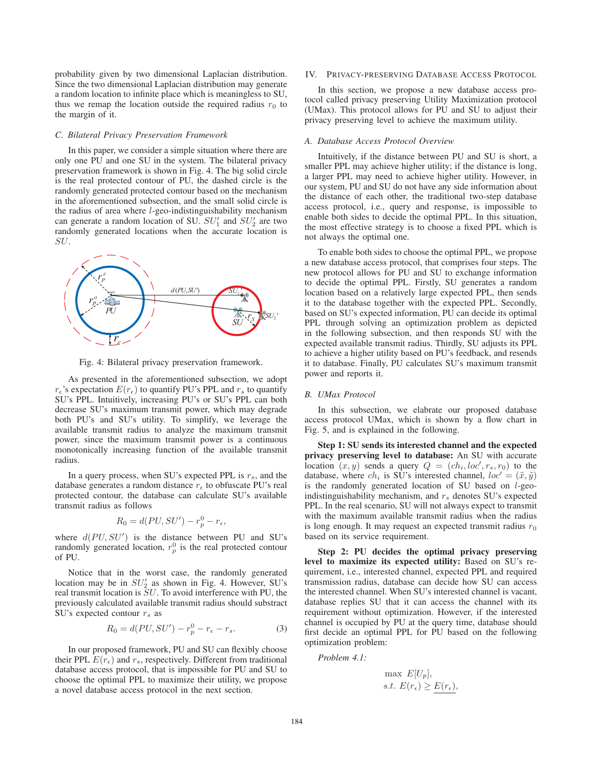probability given by two dimensional Laplacian distribution. Since the two dimensional Laplacian distribution may generate a random location to infinite place which is meaningless to SU, thus we remap the location outside the required radius $r_0$ to the margin of it.

### C. Bilateral Privacy Preservation Framework

In this paper, we consider a simple situation where there are only one PU and one SU in the system. The bilateral privacy preservation framework is shown in Fig. 4. The big solid circle is the real protected contour of PU, the dashed circle is the randomly generated protected contour based on the mechanism in the aforementioned subsection, and the small solid circle is the radius of area where $l$-geo-indistinguishability mechanism can generate a random location of SU. $SU_1'$ and $SU_2'$ are two randomly generated locations when the accurate location is $SU$.

Fig. 4: Bilateral privacy preservation framework.

As presented in the aforementioned subsection, we adopt $r_\epsilon$'s expectation $E(r_\epsilon)$ to quantify PU's PPL and $r_s$ to quantify SU's PPL. Intuitively, increasing PU's or SU's PPL can both decrease SU's maximum transmit power, which may degrade both PU's and SU's utility. To simplify, we leverage the available transmit radius to analyze the maximum transmit power, since the maximum transmit power is a continuous monotonically increasing function of the available transmit radius.

In a query process, when SU's expected PPL is $r_s$, and the database generates a random distance $r_\epsilon$ to obfuscate PU's real protected contour, the database can calculate SU's available transmit radius as follows

$$R_0 = d(PU, SU') - r_p^0 - r_\epsilon,$$

where $d(PU, SU')$ is the distance between PU and SU's randomly generated location, $r_p^0$ is the real protected contour of PU.

Notice that in the worst case, the randomly generated location may be in $SU_2'$ as shown in Fig. 4. However, SU's real transmit location is $SU$. To avoid interference with PU, the previously calculated available transmit radius should substract SU's expected contour $r_s$ as

$$R_0 = d(PU, SU') - r_p^0 - r_\epsilon - r_s. \tag{3}$$

In our proposed framework, PU and SU can flexibly choose their PPL $E(r_\epsilon)$ and $r_s$, respectively. Different from traditional database access protocol, that is impossible for PU and SU to choose the optimal PPL to maximize their utility, we propose a novel database access protocol in the next section.

## IV. Privacy-preserving Database Access Protocol

In this section, we propose a new database access protocol called privacy preserving Utility Maximization protocol (UMax). This protocol allows for PU and SU to adjust their privacy preserving level to achieve the maximum utility.

### A. Database Access Protocol Overview

Intuitively, if the distance between PU and SU is short, a smaller PPL may achieve higher utility; if the distance is long, a larger PPL may need to achieve higher utility. However, in our system, PU and SU do not have any side information about the distance of each other, the traditional two-step database access protocol, i.e., query and response, is impossible to enable both sides to decide the optimal PPL. In this situation, the most effective strategy is to choose a fixed PPL which is not always the optimal one.

To enable both sides to choose the optimal PPL, we propose a new database access protocol, that comprises four steps. The new protocol allows for PU and SU to exchange information to decide the optimal PPL. Firstly, SU generates a random location based on a relatively large expected PPL, then sends it to the database together with the expected PPL. Secondly, based on SU's expected information, PU can decide its optimal PPL through solving an optimization problem as depicted in the following subsection, and then responds SU with the expected available transmit radius. Thirdly, SU adjusts its PPL to achieve a higher utility based on PU's feedback, and resends it to database. Finally, PU calculates SU's maximum transmit power and reports it.

### B. UMax Protocol

In this subsection, we elaborate our proposed database access protocol UMax, which is shown by a flow chart in Fig. 5, and is explained in the following.

**Step 1: SU sends its interested channel and the expected privacy preserving level to database:** An SU with accurate location $(x, y)$ sends a query $Q = (ch_i, loc', r_s, r_0)$ to the database, where $ch_i$ is SU's interested channel, $loc' = (\tilde{x}, \tilde{y})$ is the randomly generated location of SU based on $l$-geo-indistinguishability mechanism, and $r_s$ denotes SU's expected PPL. In the real scenario, SU will not always expect to transmit with the maximum available transmit radius when the radius is long enough. It may request an expected transmit radius $r_0$ based on its service requirement.

**Step 2: PU decides the optimal privacy preserving level to maximize its expected utility:** Based on SU's requirement, i.e., interested channel, expected PPL and required transmission radius, database can decide how SU can access the interested channel. When SU's interested channel is vacant, database replies SU that it can access the channel with its requirement without optimization. However, if the interested channel is occupied by PU at the query time, database should first decide an optimal PPL for PU based on the following optimization problem:

*Problem 4.1:*

$$\begin{aligned} &\max \ E[U_p], \\ &s.t. \ E(r_\epsilon) \geq \underline{E(r_\epsilon)}, \end{aligned}$$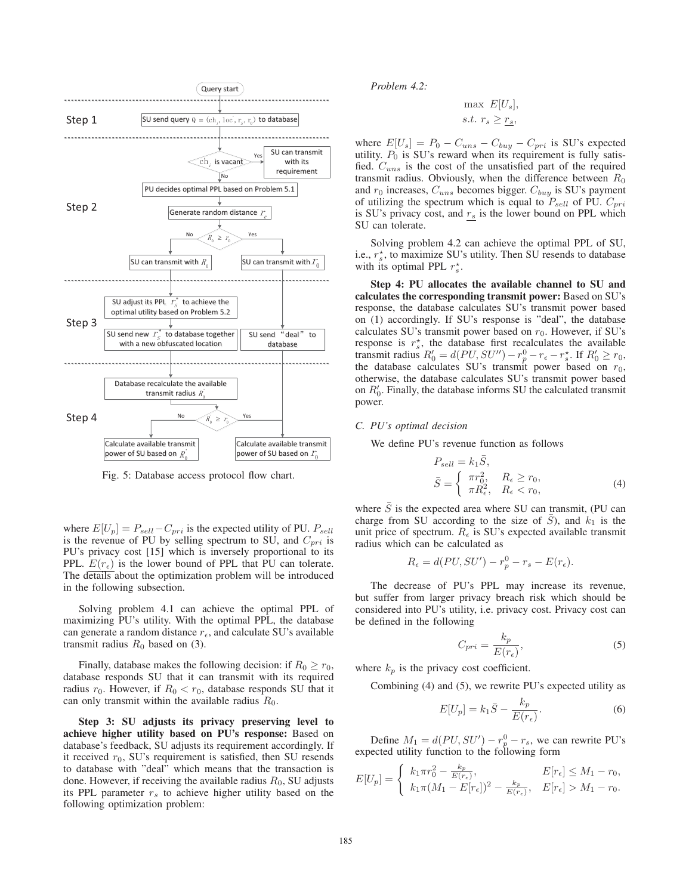Fig. 5: Database access protocol flow chart.

where $E[U_p] = P_{sell} - C_{pri}$ is the expected utility of PU. $P_{sell}$ is the revenue of PU by selling spectrum to SU, and $C_{pri}$ is PU's privacy cost [15] which is inversely proportional to its PPL. $\underline{E(r_\epsilon)}$ is the lower bound of PPL that PU can tolerate. The details about the optimization problem will be introduced in the following subsection.

Solving problem 4.1 can achieve the optimal PPL of maximizing PU's utility. With the optimal PPL, the database can generate a random distance $r_\epsilon$, and calculate SU's available transmit radius $R_0$ based on (3).

Finally, database makes the following decision: if $R_0 \geq r_0$, database responds SU that it can transmit with its required radius $r_0$. However, if $R_0 < r_0$, database responds SU that it can only transmit within the available radius $R_0$.

**Step 3: SU adjusts its privacy preserving level to achieve higher utility based on PU's response:** Based on database's feedback, SU adjusts its requirement accordingly. If it received $r_0$, SU's requirement is satisfied, then SU resends to database with "deal" which means that the transaction is done. However, if receiving the available radius $R_0$, SU adjusts its PPL parameter $r_s$ to achieve higher utility based on the following optimization problem:

*Problem 4.2:*

$$\max\ E[U_s],$$
$$s.t.\ r_s \geq \underline{r_s},$$

where $E[U_s] = P_0 - C_{uns} - C_{buy} - C_{pri}$ is SU's expected utility. $P_0$ is SU's reward when its requirement is fully satisfied. $C_{uns}$ is the cost of the unsatisfied part of the required transmit radius. Obviously, when the difference between $R_0$ and $r_0$ increases, $C_{uns}$ becomes bigger. $C_{buy}$ is SU's payment of utilizing the spectrum which is equal to $P_{sell}$ of PU. $C_{pri}$ is SU's privacy cost, and $\underline{r_s}$ is the lower bound on PPL which SU can tolerate.

Solving problem 4.2 can achieve the optimal PPL of SU, i.e., $r_s^\star$, to maximize SU's utility. Then SU resends to database with its optimal PPL $r_s^\star$.

**Step 4: PU allocates the available channel to SU and calculates the corresponding transmit power:** Based on SU's response, the database calculates SU's transmit power based on (1) accordingly. If SU's response is "deal", the database calculates SU's transmit power based on $r_0$. However, if SU's response is $r_s^\star$, the database first recalculates the available transmit radius $R_0' = d(PU, SU'') - r_p^0 - r_\epsilon - r_s^\star$. If $R_0' \geq r_0$, the database calculates SU's transmit power based on $r_0$, otherwise, the database calculates SU's transmit power based on $R_0'$. Finally, the database informs SU the calculated transmit power.

### C. PU's optimal decision

We define PU's revenue function as follows

$$P_{sell} = k_1 \bar{S},$$
$$\bar{S} = \begin{cases} \pi r_0^2, & R_\epsilon \geq r_0, \\ \pi R_\epsilon^2, & R_\epsilon < r_0, \end{cases} \tag{4}$$

where $\bar{S}$ is the expected area where SU can transmit, (PU can charge from SU according to the size of $\bar{S}$), and $k_1$ is the unit price of spectrum. $R_\epsilon$ is SU's expected available transmit radius which can be calculated as

$$R_\epsilon = d(PU, SU') - r_p^0 - r_s - E(r_\epsilon).$$

The decrease of PU's PPL may increase its revenue, but suffer from larger privacy breach risk which should be considered into PU's utility, i.e. privacy cost. Privacy cost can be defined in the following

$$C_{pri} = \frac{k_p}{E(r_\epsilon)}, \tag{5}$$

where $k_p$ is the privacy cost coefficient.

Combining (4) and (5), we rewrite PU's expected utility as

$$E[U_p] = k_1 \bar{S} - \frac{k_p}{E(r_\epsilon)}. \tag{6}$$

Define $M_1 = d(PU, SU') - r_p^0 - r_s$, we can rewrite PU's expected utility function to the following form

$$E[U_p] = \begin{cases} k_1 \pi r_0^2 - \frac{k_p}{E(r_\epsilon)}, & E[r_\epsilon] \leq M_1 - r_0, \\ k_1 \pi (M_1 - E[r_\epsilon])^2 - \frac{k_p}{E(r_\epsilon)}, & E[r_\epsilon] > M_1 - r_0. \end{cases}$$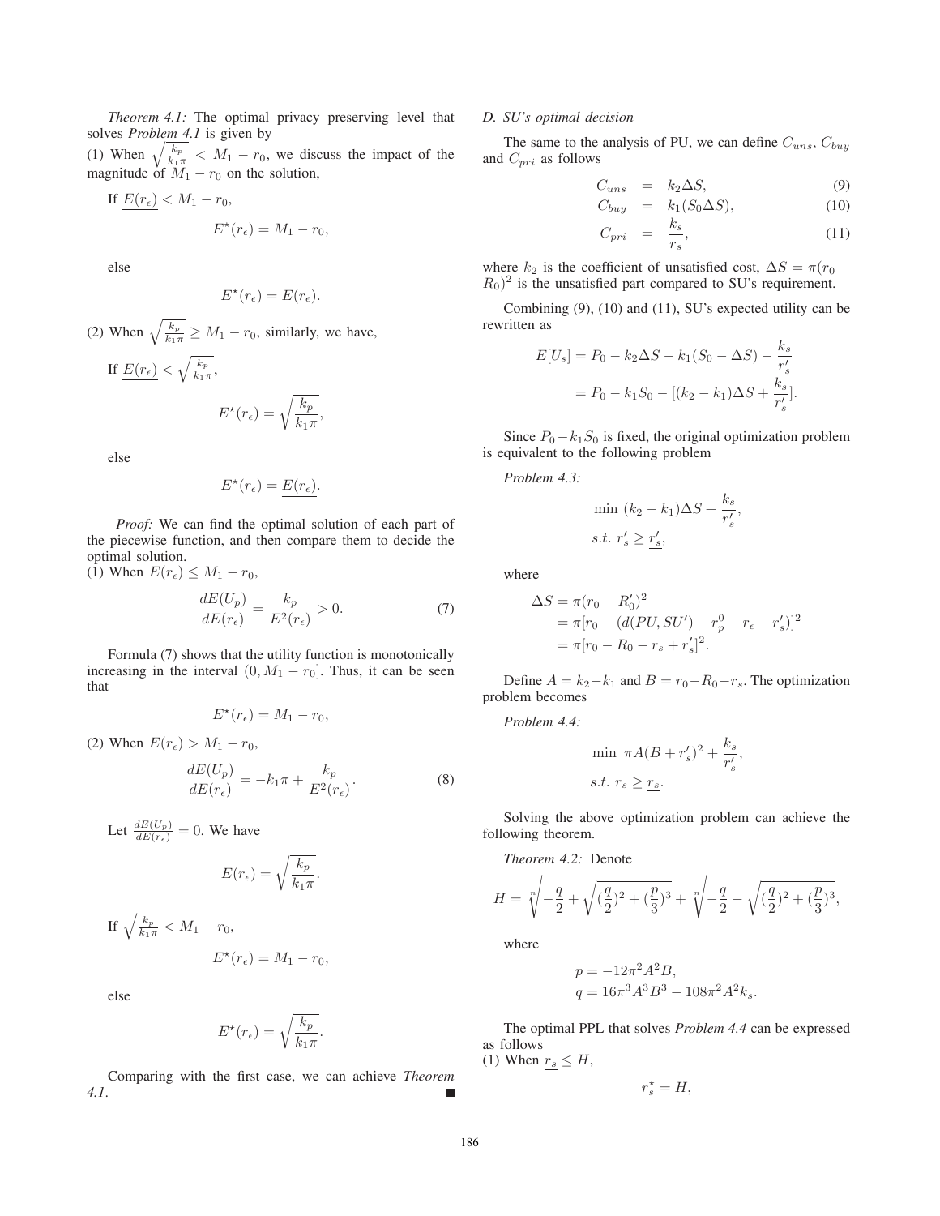*Theorem 4.1:* The optimal privacy preserving level that solves *Problem 4.1* is given by
(1) When $\sqrt{\frac{k_p}{k_1\pi}} < M_1 - r_0$, we discuss the impact of the magnitude of $M_1 - r_0$ on the solution,

If $\underline{E(r_\epsilon)} < M_1 - r_0$,

$$E^\star(r_\epsilon) = M_1 - r_0,$$

else

$$E^\star(r_\epsilon) = \underline{E(r_\epsilon)}.$$

(2) When $\sqrt{\frac{k_p}{k_1\pi}} \geq M_1 - r_0$, similarly, we have,

If $\underline{E(r_\epsilon)} < \sqrt{\frac{k_p}{k_1\pi}}$,

$$E^\star(r_\epsilon) = \sqrt{\frac{k_p}{k_1\pi}},$$

else

$$E^\star(r_\epsilon) = \underline{E(r_\epsilon)}.$$

*Proof:* We can find the optimal solution of each part of the piecewise function, and then compare them to decide the optimal solution.
(1) When $E(r_\epsilon) \leq M_1 - r_0$,

$$\frac{dE(U_p)}{dE(r_\epsilon)} = \frac{k_p}{E^2(r_\epsilon)} > 0. \tag{7}$$

Formula (7) shows that the utility function is monotonically increasing in the interval $(0, M_1 - r_0]$. Thus, it can be seen that

$$E^\star(r_\epsilon) = M_1 - r_0,$$

(2) When $E(r_\epsilon) > M_1 - r_0$,

$$\frac{dE(U_p)}{dE(r_\epsilon)} = -k_1\pi + \frac{k_p}{E^2(r_\epsilon)}. \tag{8}$$

Let $\frac{dE(U_p)}{dE(r_\epsilon)} = 0$. We have

$$E(r_\epsilon) = \sqrt{\frac{k_p}{k_1\pi}}.$$

If $\sqrt{\frac{k_p}{k_1\pi}} < M_1 - r_0$,

$$E^\star(r_\epsilon) = M_1 - r_0,$$

else

$$E^\star(r_\epsilon) = \sqrt{\frac{k_p}{k_1\pi}}.$$

Comparing with the first case, we can achieve *Theorem 4.1*. ■

### D. SU's optimal decision

The same to the analysis of PU, we can define $C_{uns}$, $C_{buy}$ and $C_{pri}$ as follows

$$C_{uns} = k_2\Delta S, \tag{9}$$

$$C_{buy} = k_1(S_0\Delta S), \tag{10}$$

$$C_{pri} = \frac{k_s}{r_s}, \tag{11}$$

where $k_2$ is the coefficient of unsatisfied cost, $\Delta S = \pi(r_0 - R_0)^2$ is the unsatisfied part compared to SU's requirement.

Combining (9), (10) and (11), SU's expected utility can be rewritten as

$$E[U_s] = P_0 - k_2\Delta S - k_1(S_0 - \Delta S) - \frac{k_s}{r'_s}$$
$$= P_0 - k_1S_0 - [(k_2 - k_1)\Delta S + \frac{k_s}{r'_s}].$$

Since $P_0 - k_1S_0$ is fixed, the original optimization problem is equivalent to the following problem

*Problem 4.3:*

$$\min\ (k_2 - k_1)\Delta S + \frac{k_s}{r'_s},$$
$$s.t.\ r'_s \geq \underline{r'_s},$$

where

$$\Delta S = \pi(r_0 - R'_0)^2$$
$$= \pi[r_0 - (d(PU, SU') - r_p^0 - r_\epsilon - r'_s)]^2$$
$$= \pi[r_0 - R_0 - r_s + r'_s]^2.$$

Define $A = k_2 - k_1$ and $B = r_0 - R_0 - r_s$. The optimization problem becomes

*Problem 4.4:*

$$\min\ \pi A(B + r'_s)^2 + \frac{k_s}{r'_s},$$
$$s.t.\ r_s \geq \underline{r_s}.$$

Solving the above optimization problem can achieve the following theorem.

*Theorem 4.2:* Denote

$$H = \sqrt[n]{-\frac{q}{2} + \sqrt{(\frac{q}{2})^2 + (\frac{p}{3})^3}} + \sqrt[n]{-\frac{q}{2} - \sqrt{(\frac{q}{2})^2 + (\frac{p}{3})^3}},$$

where

$$p = -12\pi^2A^2B,$$
$$q = 16\pi^3A^3B^3 - 108\pi^2A^2k_s.$$

The optimal PPL that solves *Problem 4.4* can be expressed as follows
(1) When $\underline{r_s} \leq H$,

$$r_s^\star = H,$$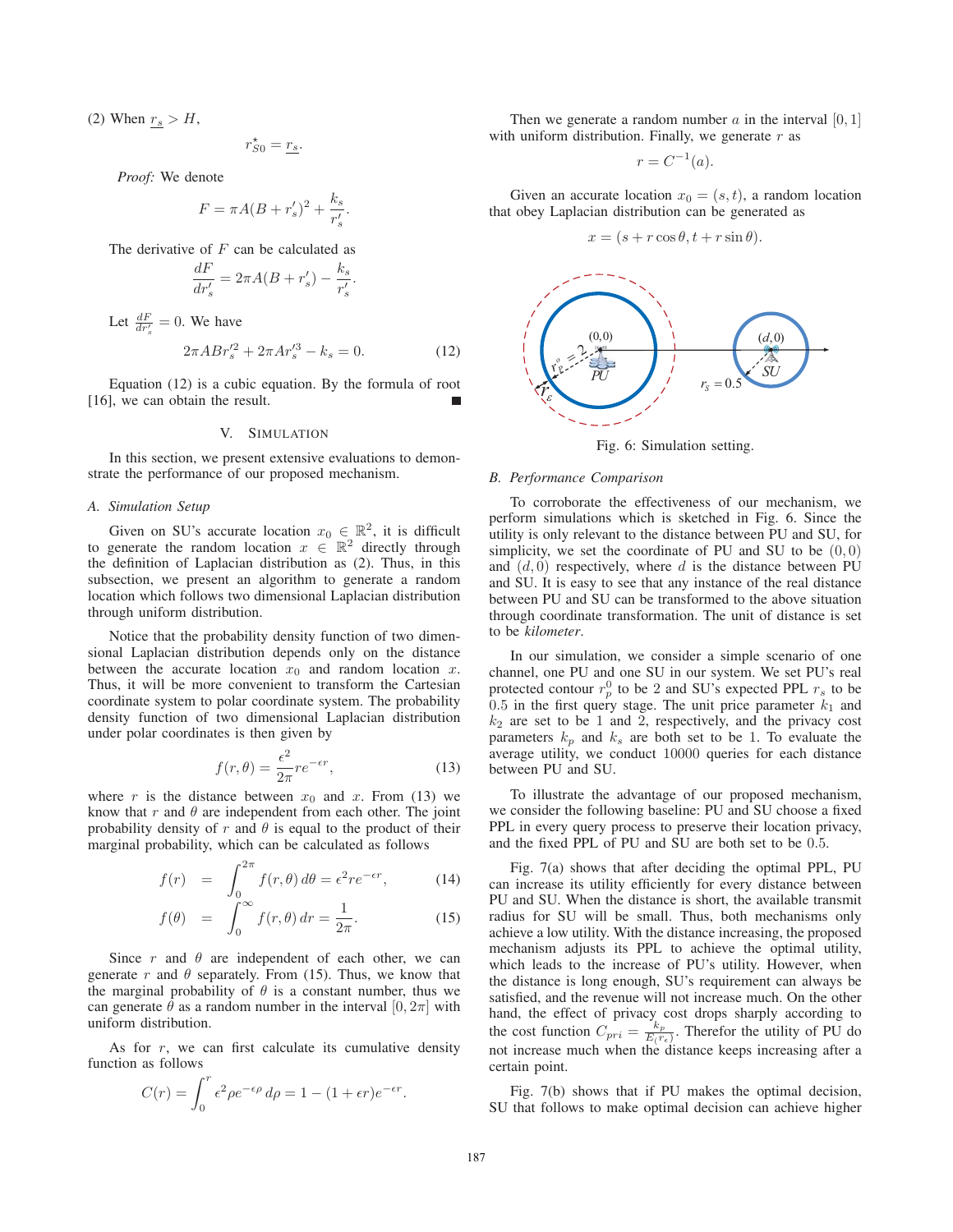(2) When $\underline{r_s} > H$,

$$r^{\star}_{S0} = \underline{r_s}.$$

*Proof:* We denote

$$F = \pi A(B + r_s')^2 + \frac{k_s}{r_s'}.$$

The derivative of $F$ can be calculated as

$$\frac{dF}{dr_s'} = 2\pi A(B + r_s') - \frac{k_s}{r_s'}.$$

Let $\frac{dF}{dr_s'} = 0$. We have

$$2\pi ABr_s'^2 + 2\pi Ar_s'^3 - k_s = 0. \tag{12}$$

Equation (12) is a cubic equation. By the formula of root [16], we can obtain the result. ■

## V. Simulation

In this section, we present extensive evaluations to demonstrate the performance of our proposed mechanism.

### A. Simulation Setup

Given on SU's accurate location $x_0 \in \mathbb{R}^2$, it is difficult to generate the random location $x \in \mathbb{R}^2$ directly through the definition of Laplacian distribution as (2). Thus, in this subsection, we present an algorithm to generate a random location which follows two dimensional Laplacian distribution through uniform distribution.

Notice that the probability density function of two dimensional Laplacian distribution depends only on the distance between the accurate location $x_0$ and random location $x$. Thus, it will be more convenient to transform the Cartesian coordinate system to polar coordinate system. The probability density function of two dimensional Laplacian distribution under polar coordinates is then given by

$$f(r, \theta) = \frac{\epsilon^2}{2\pi} r e^{-\epsilon r}, \tag{13}$$

where $r$ is the distance between $x_0$ and $x$. From (13) we know that $r$ and $\theta$ are independent from each other. The joint probability density of $r$ and $\theta$ is equal to the product of their marginal probability, which can be calculated as follows

$$f(r) = \int_0^{2\pi} f(r, \theta)\, d\theta = \epsilon^2 r e^{-\epsilon r}, \tag{14}$$

$$f(\theta) = \int_0^{\infty} f(r, \theta)\, dr = \frac{1}{2\pi}. \tag{15}$$

Since $r$ and $\theta$ are independent of each other, we can generate $r$ and $\theta$ separately. From (15). Thus, we know that the marginal probability of $\theta$ is a constant number, thus we can generate $\theta$ as a random number in the interval $[0, 2\pi]$ with uniform distribution.

As for $r$, we can first calculate its cumulative density function as follows

$$C(r) = \int_0^r \epsilon^2 \rho e^{-\epsilon\rho}\, d\rho = 1 - (1 + \epsilon r)e^{-\epsilon r}.$$

Then we generate a random number $a$ in the interval $[0, 1]$ with uniform distribution. Finally, we generate $r$ as

$$r = C^{-1}(a).$$

Given an accurate location $x_0 = (s, t)$, a random location that obey Laplacian distribution can be generated as

$$x = (s + r\cos\theta, t + r\sin\theta).$$

Fig. 6: Simulation setting.

### B. Performance Comparison

To corroborate the effectiveness of our mechanism, we perform simulations which is sketched in Fig. 6. Since the utility is only relevant to the distance between PU and SU, for simplicity, we set the coordinate of PU and SU to be $(0, 0)$ and $(d, 0)$ respectively, where $d$ is the distance between PU and SU. It is easy to see that any instance of the real distance between PU and SU can be transformed to the above situation through coordinate transformation. The unit of distance is set to be *kilometer*.

In our simulation, we consider a simple scenario of one channel, one PU and one SU in our system. We set PU's real protected contour $r_p^0$ to be 2 and SU's expected PPL $r_s$ to be 0.5 in the first query stage. The unit price parameter $k_1$ and $k_2$ are set to be 1 and 2, respectively, and the privacy cost parameters $k_p$ and $k_s$ are both set to be 1. To evaluate the average utility, we conduct 10000 queries for each distance between PU and SU.

To illustrate the advantage of our proposed mechanism, we consider the following baseline: PU and SU choose a fixed PPL in every query process to preserve their location privacy, and the fixed PPL of PU and SU are both set to be 0.5.

Fig. 7(a) shows that after deciding the optimal PPL, PU can increase its utility efficiently for every distance between PU and SU. When the distance is short, the available transmit radius for SU will be small. Thus, both mechanisms only achieve a low utility. With the distance increasing, the proposed mechanism adjusts its PPL to achieve the optimal utility, which leads to the increase of PU's utility. However, when the distance is long enough, SU's requirement can always be satisfied, and the revenue will not increase much. On the other hand, the effect of privacy cost drops sharply according to the cost function $C_{pri} = \frac{k_p}{E_{(r_\epsilon)}}$. Therefor the utility of PU do not increase much when the distance keeps increasing after a certain point.

Fig. 7(b) shows that if PU makes the optimal decision, SU that follows to make optimal decision can achieve higher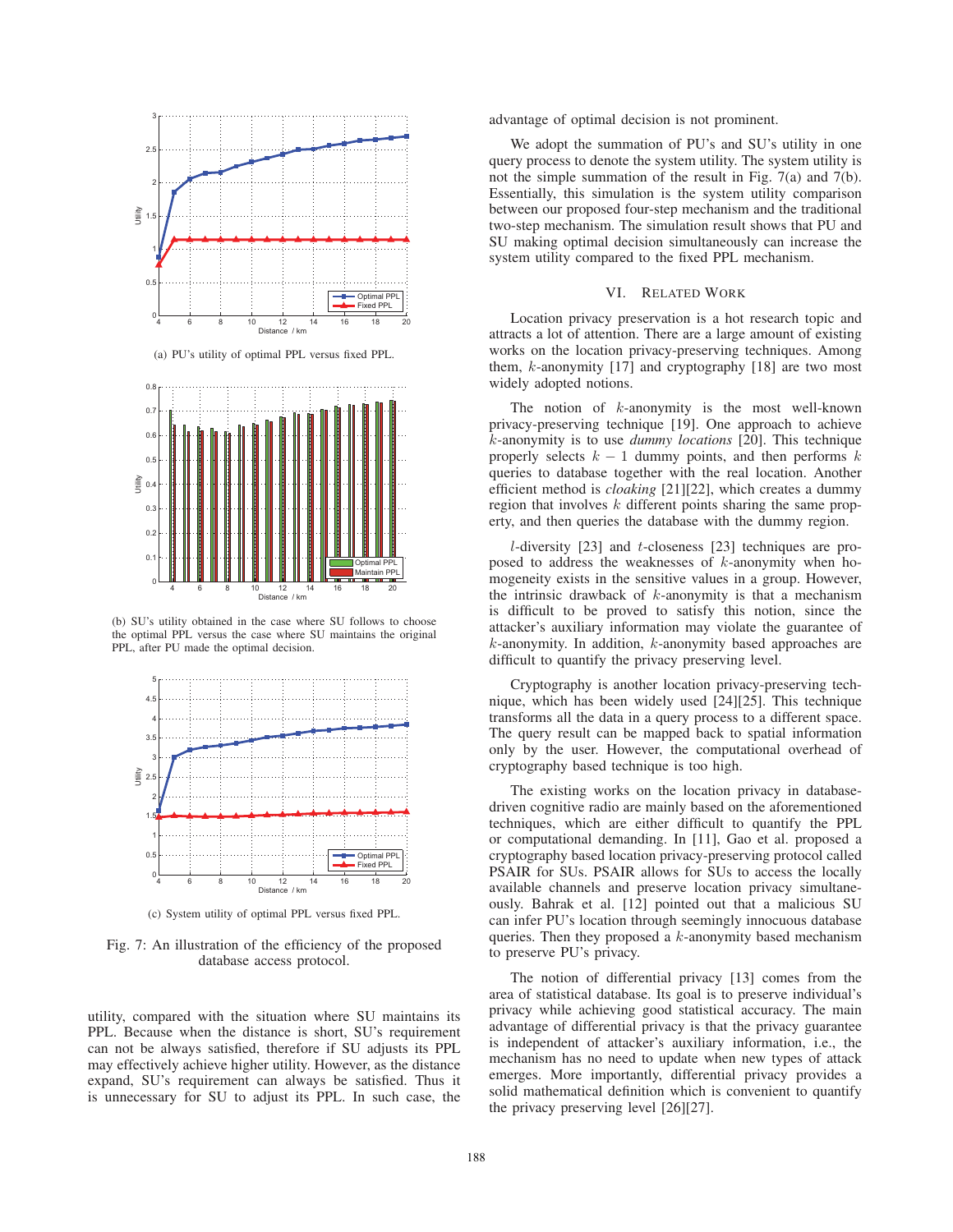(a) PU's utility of optimal PPL versus fixed PPL.

(b) SU's utility obtained in the case where SU follows to choose the optimal PPL versus the case where SU maintains the original PPL, after PU made the optimal decision.

(c) System utility of optimal PPL versus fixed PPL.

Fig. 7: An illustration of the efficiency of the proposed database access protocol.

utility, compared with the situation where SU maintains its PPL. Because when the distance is short, SU's requirement can not be always satisfied, therefore if SU adjusts its PPL may effectively achieve higher utility. However, as the distance expand, SU's requirement can always be satisfied. Thus it is unnecessary for SU to adjust its PPL. In such case, the advantage of optimal decision is not prominent.

We adopt the summation of PU's and SU's utility in one query process to denote the system utility. The system utility is not the simple summation of the result in Fig. 7(a) and 7(b). Essentially, this simulation is the system utility comparison between our proposed four-step mechanism and the traditional two-step mechanism. The simulation result shows that PU and SU making optimal decision simultaneously can increase the system utility compared to the fixed PPL mechanism.

## VI. Related Work

Location privacy preservation is a hot research topic and attracts a lot of attention. There are a large amount of existing works on the location privacy-preserving techniques. Among them, $k$-anonymity [17] and cryptography [18] are two most widely adopted notions.

The notion of $k$-anonymity is the most well-known privacy-preserving technique [19]. One approach to achieve $k$-anonymity is to use *dummy locations* [20]. This technique properly selects $k-1$ dummy points, and then performs $k$ queries to database together with the real location. Another efficient method is *cloaking* [21][22], which creates a dummy region that involves $k$ different points sharing the same property, and then queries the database with the dummy region.

$l$-diversity [23] and $t$-closeness [23] techniques are proposed to address the weaknesses of $k$-anonymity when homogeneity exists in the sensitive values in a group. However, the intrinsic drawback of $k$-anonymity is that a mechanism is difficult to be proved to satisfy this notion, since the attacker's auxiliary information may violate the guarantee of $k$-anonymity. In addition, $k$-anonymity based approaches are difficult to quantify the privacy preserving level.

Cryptography is another location privacy-preserving technique, which has been widely used [24][25]. This technique transforms all the data in a query process to a different space. The query result can be mapped back to spatial information only by the user. However, the computational overhead of cryptography based technique is too high.

The existing works on the location privacy in database-driven cognitive radio are mainly based on the aforementioned techniques, which are either difficult to quantify the PPL or computational demanding. In [11], Gao et al. proposed a cryptography based location privacy-preserving protocol called PSAIR for SUs. PSAIR allows for SUs to access the locally available channels and preserve location privacy simultaneously. Bahrak et al. [12] pointed out that a malicious SU can infer PU's location through seemingly innocuous database queries. Then they proposed a $k$-anonymity based mechanism to preserve PU's privacy.

The notion of differential privacy [13] comes from the area of statistical database. Its goal is to preserve individual's privacy while achieving good statistical accuracy. The main advantage of differential privacy is that the privacy guarantee is independent of attacker's auxiliary information, i.e., the mechanism has no need to update when new types of attack emerges. More importantly, differential privacy provides a solid mathematical definition which is convenient to quantify the privacy preserving level [26][27].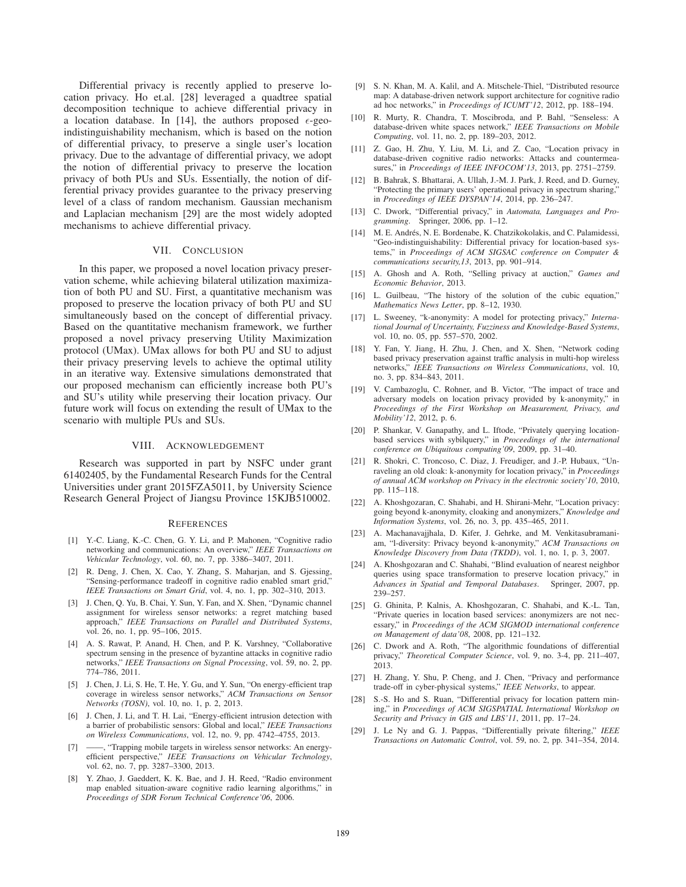Differential privacy is recently applied to preserve location privacy. Ho et.al. [28] leveraged a quadtree spatial decomposition technique to achieve differential privacy in a location database. In [14], the authors proposed $\epsilon$-geo-indistinguishability mechanism, which is based on the notion of differential privacy, to preserve a single user's location privacy. Due to the advantage of differential privacy, we adopt the notion of differential privacy to preserve the location privacy of both PUs and SUs. Essentially, the notion of differential privacy provides guarantee to the privacy preserving level of a class of random mechanism. Gaussian mechanism and Laplacian mechanism [29] are the most widely adopted mechanisms to achieve differential privacy.

## VII. Conclusion

In this paper, we proposed a novel location privacy preservation scheme, while achieving bilateral utilization maximization of both PU and SU. First, a quantitative mechanism was proposed to preserve the location privacy of both PU and SU simultaneously based on the concept of differential privacy. Based on the quantitative mechanism framework, we further proposed a novel privacy preserving Utility Maximization protocol (UMax). UMax allows for both PU and SU to adjust their privacy preserving levels to achieve the optimal utility in an iterative way. Extensive simulations demonstrated that our proposed mechanism can efficiently increase both PU's and SU's utility while preserving their location privacy. Our future work will focus on extending the result of UMax to the scenario with multiple PUs and SUs.

## VIII. Acknowledgement

Research was supported in part by NSFC under grant 61402405, by the Fundamental Research Funds for the Central Universities under grant 2015FZA5011, by University Science Research General Project of Jiangsu Province 15KJB510002.

## References

[1] Y.-C. Liang, K.-C. Chen, G. Y. Li, and P. Mahonen, "Cognitive radio networking and communications: An overview," *IEEE Transactions on Vehicular Technology*, vol. 60, no. 7, pp. 3386–3407, 2011.

[2] R. Deng, J. Chen, X. Cao, Y. Zhang, S. Maharjan, and S. Gjessing, "Sensing-performance tradeoff in cognitive radio enabled smart grid," *IEEE Transactions on Smart Grid*, vol. 4, no. 1, pp. 302–310, 2013.

[3] J. Chen, Q. Yu, B. Chai, Y. Sun, Y. Fan, and X. Shen, "Dynamic channel assignment for wireless sensor networks: a regret matching based approach," *IEEE Transactions on Parallel and Distributed Systems*, vol. 26, no. 1, pp. 95–106, 2015.

[4] A. S. Rawat, P. Anand, H. Chen, and P. K. Varshney, "Collaborative spectrum sensing in the presence of byzantine attacks in cognitive radio networks," *IEEE Transactions on Signal Processing*, vol. 59, no. 2, pp. 774–786, 2011.

[5] J. Chen, J. Li, S. He, T. He, Y. Gu, and Y. Sun, "On energy-efficient trap coverage in wireless sensor networks," *ACM Transactions on Sensor Networks (TOSN)*, vol. 10, no. 1, p. 2, 2013.

[6] J. Chen, J. Li, and T. H. Lai, "Energy-efficient intrusion detection with a barrier of probabilistic sensors: Global and local," *IEEE Transactions on Wireless Communications*, vol. 12, no. 9, pp. 4742–4755, 2013.

[7] ——, "Trapping mobile targets in wireless sensor networks: An energy-efficient perspective," *IEEE Transactions on Vehicular Technology*, vol. 62, no. 7, pp. 3287–3300, 2013.

[8] Y. Zhao, J. Gaeddert, K. K. Bae, and J. H. Reed, "Radio environment map enabled situation-aware cognitive radio learning algorithms," in *Proceedings of SDR Forum Technical Conference'06*, 2006.

[9] S. N. Khan, M. A. Kalil, and A. Mitschele-Thiel, "Distributed resource map: A database-driven network support architecture for cognitive radio ad hoc networks," in *Proceedings of ICUMT'12*, 2012, pp. 188–194.

[10] R. Murty, R. Chandra, T. Moscibroda, and P. Bahl, "Senseless: A database-driven white spaces network," *IEEE Transactions on Mobile Computing*, vol. 11, no. 2, pp. 189–203, 2012.

[11] Z. Gao, H. Zhu, Y. Liu, M. Li, and Z. Cao, "Location privacy in database-driven cognitive radio networks: Attacks and countermeasures," in *Proceedings of IEEE INFOCOM'13*, 2013, pp. 2751–2759.

[12] B. Bahrak, S. Bhattarai, A. Ullah, J.-M. J. Park, J. Reed, and D. Gurney, "Protecting the primary users' operational privacy in spectrum sharing," in *Proceedings of IEEE DYSPAN'14*, 2014, pp. 236–247.

[13] C. Dwork, "Differential privacy," in *Automata, Languages and Programming*. Springer, 2006, pp. 1–12.

[14] M. E. Andrés, N. E. Bordenabe, K. Chatzikokolakis, and C. Palamidessi, "Geo-indistinguishability: Differential privacy for location-based systems," in *Proceedings of ACM SIGSAC conference on Computer & communications security,13*, 2013, pp. 901–914.

[15] A. Ghosh and A. Roth, "Selling privacy at auction," *Games and Economic Behavior*, 2013.

[16] L. Guilbeau, "The history of the solution of the cubic equation," *Mathematics News Letter*, pp. 8–12, 1930.

[17] L. Sweeney, "k-anonymity: A model for protecting privacy," *International Journal of Uncertainty, Fuzziness and Knowledge-Based Systems*, vol. 10, no. 05, pp. 557–570, 2002.

[18] Y. Fan, Y. Jiang, H. Zhu, J. Chen, and X. Shen, "Network coding based privacy preservation against traffic analysis in multi-hop wireless networks," *IEEE Transactions on Wireless Communications*, vol. 10, no. 3, pp. 834–843, 2011.

[19] V. Cambazoglu, C. Rohner, and B. Victor, "The impact of trace and adversary models on location privacy provided by k-anonymity," in *Proceedings of the First Workshop on Measurement, Privacy, and Mobility'12*, 2012, p. 6.

[20] P. Shankar, V. Ganapathy, and L. Iftode, "Privately querying location-based services with sybilquery," in *Proceedings of the international conference on Ubiquitous computing'09*, 2009, pp. 31–40.

[21] R. Shokri, C. Troncoso, C. Diaz, J. Freudiger, and J.-P. Hubaux, "Unraveling an old cloak: k-anonymity for location privacy," in *Proceedings of annual ACM workshop on Privacy in the electronic society'10*, 2010, pp. 115–118.

[22] A. Khoshgozaran, C. Shahabi, and H. Shirani-Mehr, "Location privacy: going beyond k-anonymity, cloaking and anonymizers," *Knowledge and Information Systems*, vol. 26, no. 3, pp. 435–465, 2011.

[23] A. Machanavajjhala, D. Kifer, J. Gehrke, and M. Venkitasubramaniam, "l-diversity: Privacy beyond k-anonymity," *ACM Transactions on Knowledge Discovery from Data (TKDD)*, vol. 1, no. 1, p. 3, 2007.

[24] A. Khoshgozaran and C. Shahabi, "Blind evaluation of nearest neighbor queries using space transformation to preserve location privacy," in *Advances in Spatial and Temporal Databases*. Springer, 2007, pp. 239–257.

[25] G. Ghinita, P. Kalnis, A. Khoshgozaran, C. Shahabi, and K.-L. Tan, "Private queries in location based services: anonymizers are not necessary," in *Proceedings of the ACM SIGMOD international conference on Management of data'08*, 2008, pp. 121–132.

[26] C. Dwork and A. Roth, "The algorithmic foundations of differential privacy," *Theoretical Computer Science*, vol. 9, no. 3-4, pp. 211–407, 2013.

[27] H. Zhang, Y. Shu, P. Cheng, and J. Chen, "Privacy and performance trade-off in cyber-physical systems," *IEEE Networks*, to appear.

[28] S.-S. Ho and S. Ruan, "Differential privacy for location pattern mining," in *Proceedings of ACM SIGSPATIAL International Workshop on Security and Privacy in GIS and LBS'11*, 2011, pp. 17–24.

[29] J. Le Ny and G. J. Pappas, "Differentially private filtering," *IEEE Transactions on Automatic Control*, vol. 59, no. 2, pp. 341–354, 2014.